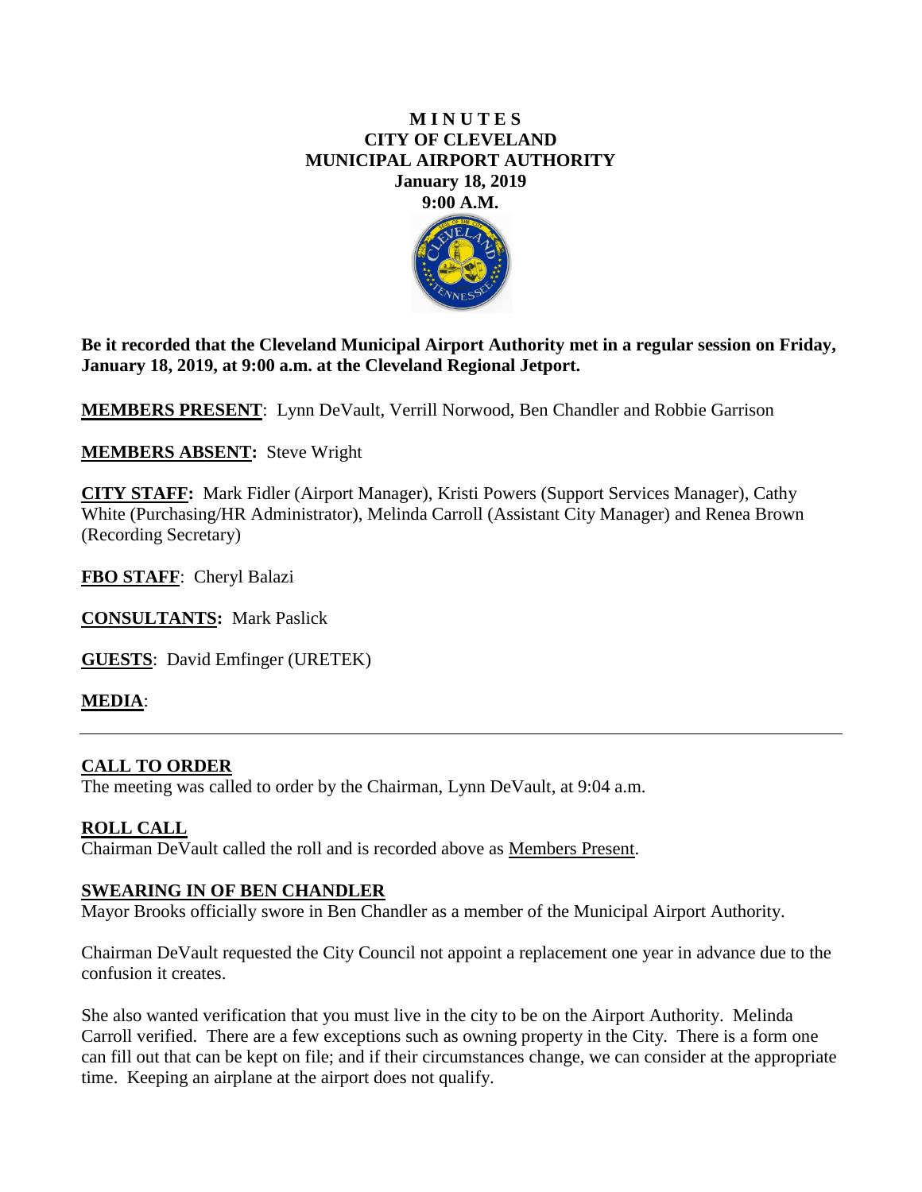# M I N U T E S
# CITY OF CLEVELAND
# MUNICIPAL AIRPORT AUTHORITY
## January 18, 2019
## 9:00 A.M.

**Be it recorded that the Cleveland Municipal Airport Authority met in a regular session on Friday, January 18, 2019, at 9:00 a.m. at the Cleveland Regional Jetport.**

**MEMBERS PRESENT**: Lynn DeVault, Verrill Norwood, Ben Chandler and Robbie Garrison

**MEMBERS ABSENT:** Steve Wright

**CITY STAFF:** Mark Fidler (Airport Manager), Kristi Powers (Support Services Manager), Cathy White (Purchasing/HR Administrator), Melinda Carroll (Assistant City Manager) and Renea Brown (Recording Secretary)

**FBO STAFF**: Cheryl Balazi

**CONSULTANTS:** Mark Paslick

**GUESTS**: David Emfinger (URETEK)

**MEDIA**:

---

**CALL TO ORDER**

The meeting was called to order by the Chairman, Lynn DeVault, at 9:04 a.m.

**ROLL CALL**

Chairman DeVault called the roll and is recorded above as Members Present.

**SWEARING IN OF BEN CHANDLER**

Mayor Brooks officially swore in Ben Chandler as a member of the Municipal Airport Authority.

Chairman DeVault requested the City Council not appoint a replacement one year in advance due to the confusion it creates.

She also wanted verification that you must live in the city to be on the Airport Authority. Melinda Carroll verified. There are a few exceptions such as owning property in the City. There is a form one can fill out that can be kept on file; and if their circumstances change, we can consider at the appropriate time. Keeping an airplane at the airport does not qualify.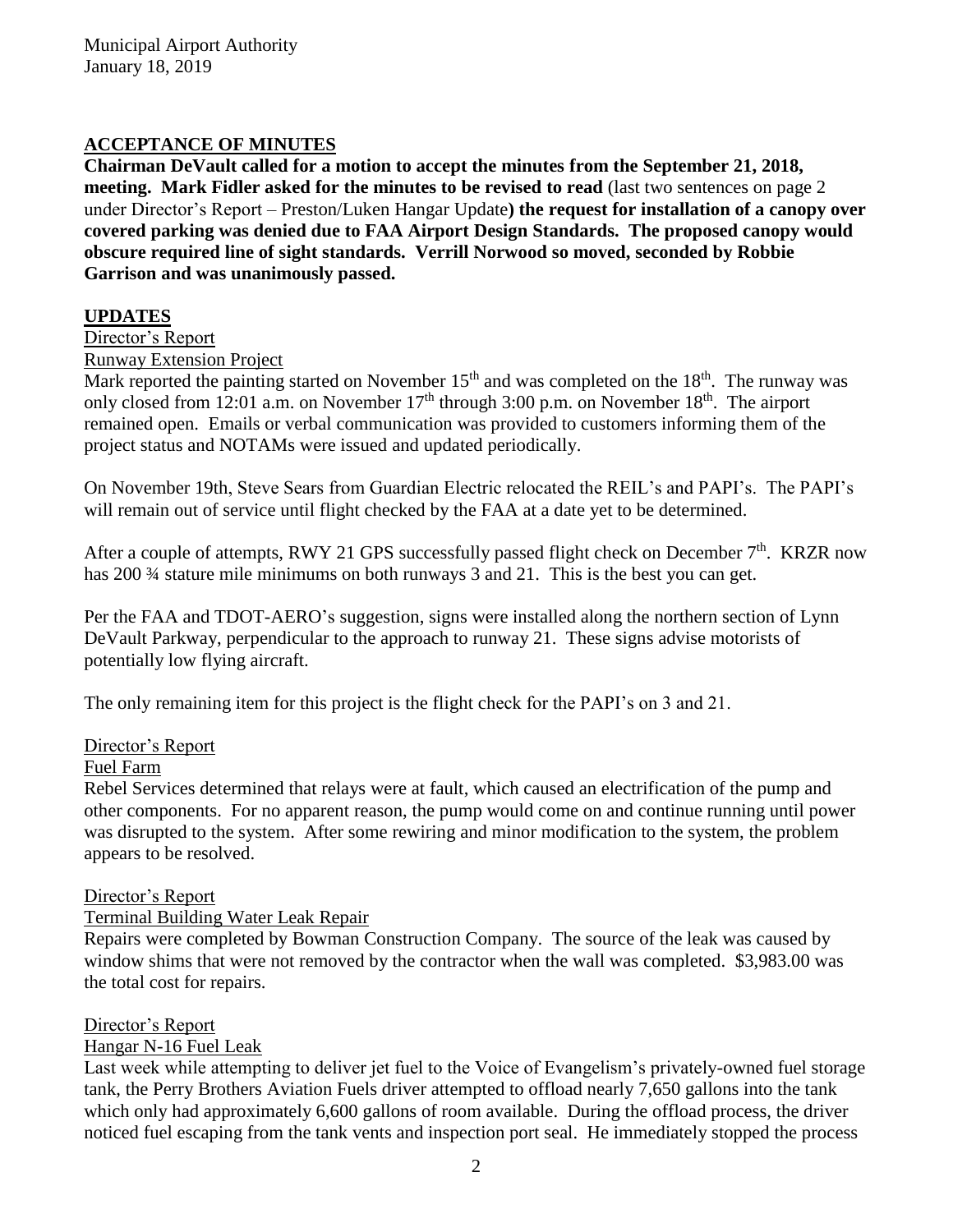## ACCEPTANCE OF MINUTES

**Chairman DeVault called for a motion to accept the minutes from the September 21, 2018, meeting. Mark Fidler asked for the minutes to be revised to read** (last two sentences on page 2 under Director's Report – Preston/Luken Hangar Update**) the request for installation of a canopy over covered parking was denied due to FAA Airport Design Standards. The proposed canopy would obscure required line of sight standards. Verrill Norwood so moved, seconded by Robbie Garrison and was unanimously passed.**

## UPDATES

Director's Report

Runway Extension Project

Mark reported the painting started on November 15th and was completed on the 18th. The runway was only closed from 12:01 a.m. on November 17th through 3:00 p.m. on November 18th. The airport remained open. Emails or verbal communication was provided to customers informing them of the project status and NOTAMs were issued and updated periodically.

On November 19th, Steve Sears from Guardian Electric relocated the REIL's and PAPI's. The PAPI's will remain out of service until flight checked by the FAA at a date yet to be determined.

After a couple of attempts, RWY 21 GPS successfully passed flight check on December 7th. KRZR now has 200 ¾ stature mile minimums on both runways 3 and 21. This is the best you can get.

Per the FAA and TDOT-AERO's suggestion, signs were installed along the northern section of Lynn DeVault Parkway, perpendicular to the approach to runway 21. These signs advise motorists of potentially low flying aircraft.

The only remaining item for this project is the flight check for the PAPI's on 3 and 21.

Director's Report

Fuel Farm

Rebel Services determined that relays were at fault, which caused an electrification of the pump and other components. For no apparent reason, the pump would come on and continue running until power was disrupted to the system. After some rewiring and minor modification to the system, the problem appears to be resolved.

Director's Report

Terminal Building Water Leak Repair

Repairs were completed by Bowman Construction Company. The source of the leak was caused by window shims that were not removed by the contractor when the wall was completed. $3,983.00 was the total cost for repairs.

Director's Report

Hangar N-16 Fuel Leak

Last week while attempting to deliver jet fuel to the Voice of Evangelism's privately-owned fuel storage tank, the Perry Brothers Aviation Fuels driver attempted to offload nearly 7,650 gallons into the tank which only had approximately 6,600 gallons of room available. During the offload process, the driver noticed fuel escaping from the tank vents and inspection port seal. He immediately stopped the process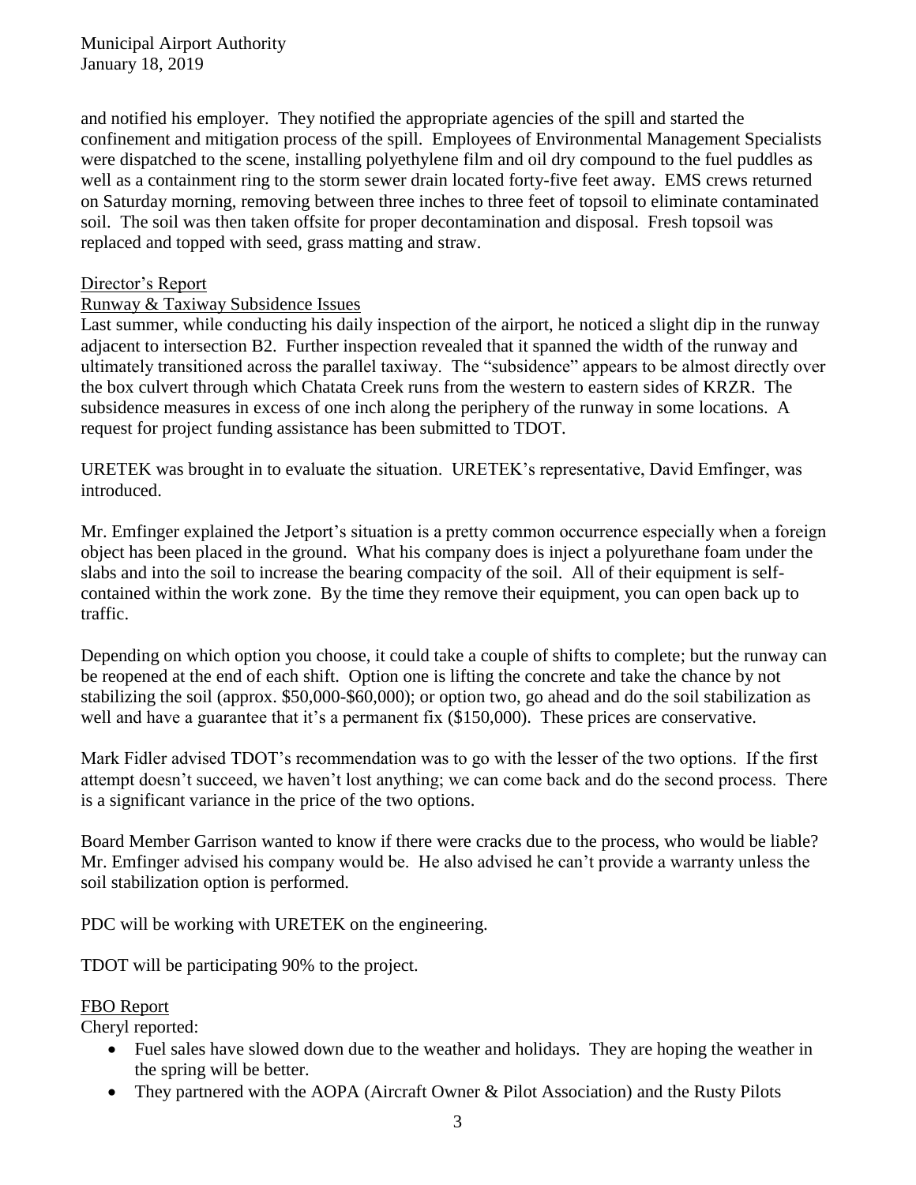and notified his employer. They notified the appropriate agencies of the spill and started the confinement and mitigation process of the spill. Employees of Environmental Management Specialists were dispatched to the scene, installing polyethylene film and oil dry compound to the fuel puddles as well as a containment ring to the storm sewer drain located forty-five feet away. EMS crews returned on Saturday morning, removing between three inches to three feet of topsoil to eliminate contaminated soil. The soil was then taken offsite for proper decontamination and disposal. Fresh topsoil was replaced and topped with seed, grass matting and straw.

## Director's Report

### Runway & Taxiway Subsidence Issues

Last summer, while conducting his daily inspection of the airport, he noticed a slight dip in the runway adjacent to intersection B2. Further inspection revealed that it spanned the width of the runway and ultimately transitioned across the parallel taxiway. The "subsidence" appears to be almost directly over the box culvert through which Chatata Creek runs from the western to eastern sides of KRZR. The subsidence measures in excess of one inch along the periphery of the runway in some locations. A request for project funding assistance has been submitted to TDOT.

URETEK was brought in to evaluate the situation. URETEK's representative, David Emfinger, was introduced.

Mr. Emfinger explained the Jetport's situation is a pretty common occurrence especially when a foreign object has been placed in the ground. What his company does is inject a polyurethane foam under the slabs and into the soil to increase the bearing compacity of the soil. All of their equipment is self-contained within the work zone. By the time they remove their equipment, you can open back up to traffic.

Depending on which option you choose, it could take a couple of shifts to complete; but the runway can be reopened at the end of each shift. Option one is lifting the concrete and take the chance by not stabilizing the soil (approx. $50,000-$60,000); or option two, go ahead and do the soil stabilization as well and have a guarantee that it's a permanent fix ($150,000). These prices are conservative.

Mark Fidler advised TDOT's recommendation was to go with the lesser of the two options. If the first attempt doesn't succeed, we haven't lost anything; we can come back and do the second process. There is a significant variance in the price of the two options.

Board Member Garrison wanted to know if there were cracks due to the process, who would be liable? Mr. Emfinger advised his company would be. He also advised he can't provide a warranty unless the soil stabilization option is performed.

PDC will be working with URETEK on the engineering.

TDOT will be participating 90% to the project.

## FBO Report

Cheryl reported:

- Fuel sales have slowed down due to the weather and holidays. They are hoping the weather in the spring will be better.
- They partnered with the AOPA (Aircraft Owner & Pilot Association) and the Rusty Pilots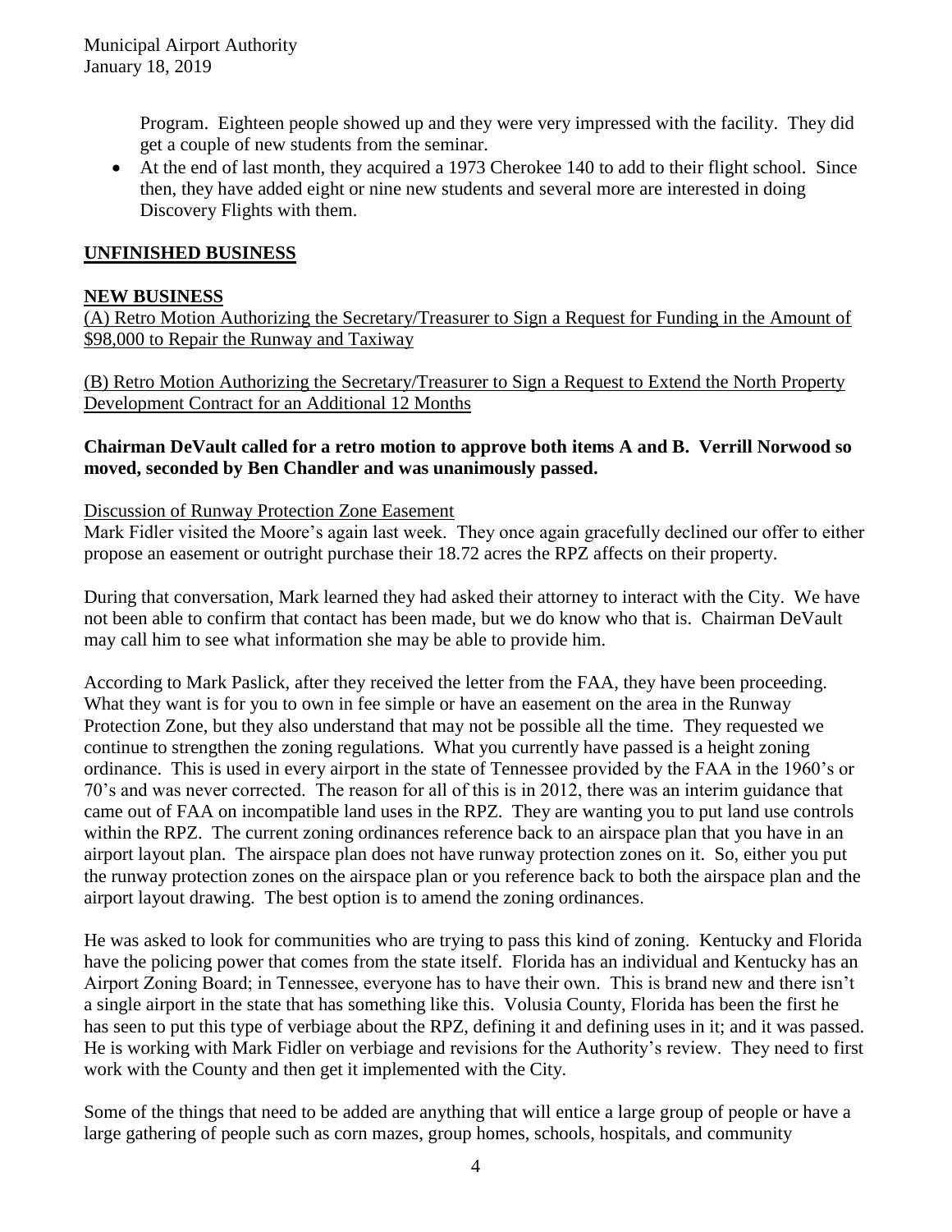Program. Eighteen people showed up and they were very impressed with the facility. They did get a couple of new students from the seminar.

- At the end of last month, they acquired a 1973 Cherokee 140 to add to their flight school. Since then, they have added eight or nine new students and several more are interested in doing Discovery Flights with them.

## UNFINISHED BUSINESS

## NEW BUSINESS

(A) Retro Motion Authorizing the Secretary/Treasurer to Sign a Request for Funding in the Amount of $98,000 to Repair the Runway and Taxiway

(B) Retro Motion Authorizing the Secretary/Treasurer to Sign a Request to Extend the North Property Development Contract for an Additional 12 Months

**Chairman DeVault called for a retro motion to approve both items A and B. Verrill Norwood so moved, seconded by Ben Chandler and was unanimously passed.**

Discussion of Runway Protection Zone Easement

Mark Fidler visited the Moore's again last week. They once again gracefully declined our offer to either propose an easement or outright purchase their 18.72 acres the RPZ affects on their property.

During that conversation, Mark learned they had asked their attorney to interact with the City. We have not been able to confirm that contact has been made, but we do know who that is. Chairman DeVault may call him to see what information she may be able to provide him.

According to Mark Paslick, after they received the letter from the FAA, they have been proceeding. What they want is for you to own in fee simple or have an easement on the area in the Runway Protection Zone, but they also understand that may not be possible all the time. They requested we continue to strengthen the zoning regulations. What you currently have passed is a height zoning ordinance. This is used in every airport in the state of Tennessee provided by the FAA in the 1960's or 70's and was never corrected. The reason for all of this is in 2012, there was an interim guidance that came out of FAA on incompatible land uses in the RPZ. They are wanting you to put land use controls within the RPZ. The current zoning ordinances reference back to an airspace plan that you have in an airport layout plan. The airspace plan does not have runway protection zones on it. So, either you put the runway protection zones on the airspace plan or you reference back to both the airspace plan and the airport layout drawing. The best option is to amend the zoning ordinances.

He was asked to look for communities who are trying to pass this kind of zoning. Kentucky and Florida have the policing power that comes from the state itself. Florida has an individual and Kentucky has an Airport Zoning Board; in Tennessee, everyone has to have their own. This is brand new and there isn't a single airport in the state that has something like this. Volusia County, Florida has been the first he has seen to put this type of verbiage about the RPZ, defining it and defining uses in it; and it was passed. He is working with Mark Fidler on verbiage and revisions for the Authority's review. They need to first work with the County and then get it implemented with the City.

Some of the things that need to be added are anything that will entice a large group of people or have a large gathering of people such as corn mazes, group homes, schools, hospitals, and community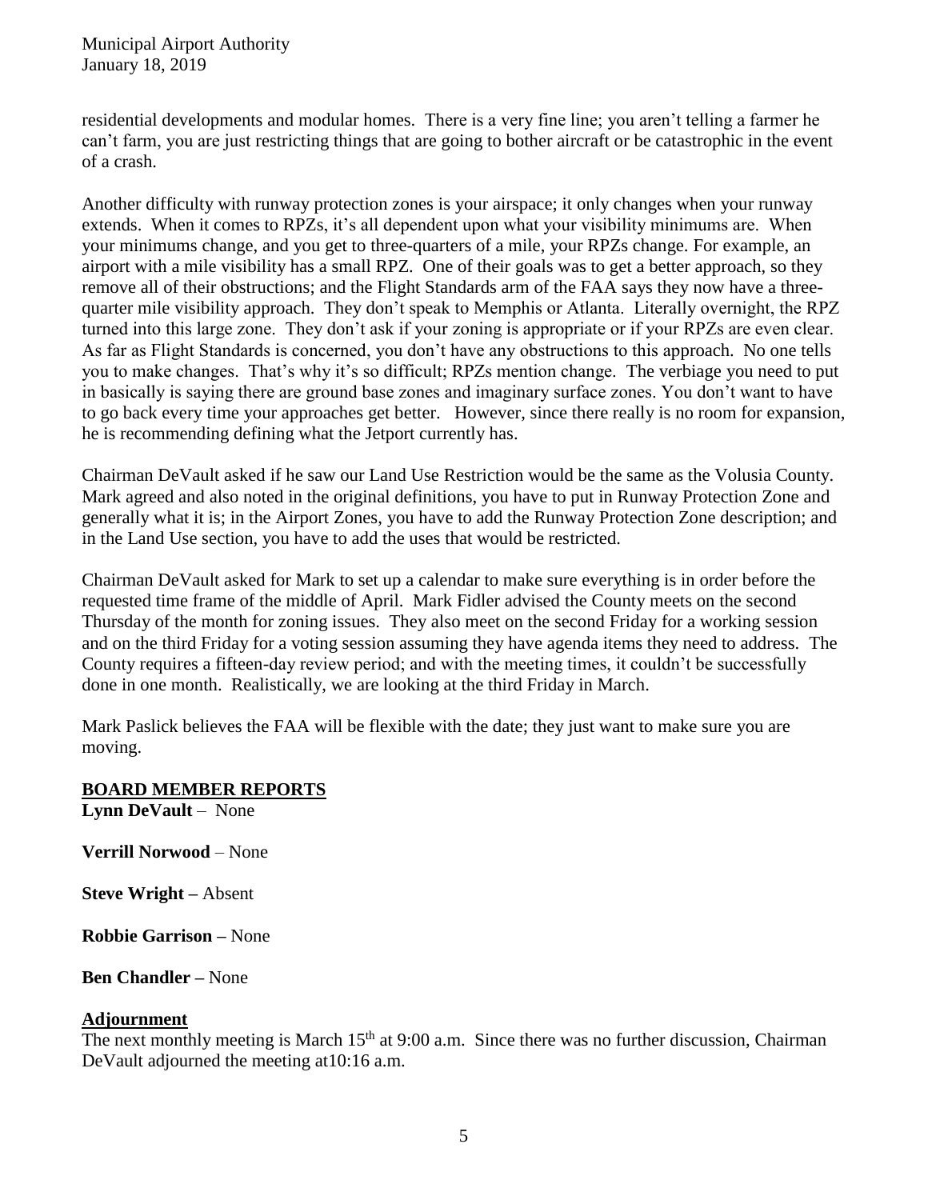residential developments and modular homes. There is a very fine line; you aren't telling a farmer he can't farm, you are just restricting things that are going to bother aircraft or be catastrophic in the event of a crash.

Another difficulty with runway protection zones is your airspace; it only changes when your runway extends. When it comes to RPZs, it's all dependent upon what your visibility minimums are. When your minimums change, and you get to three-quarters of a mile, your RPZs change. For example, an airport with a mile visibility has a small RPZ. One of their goals was to get a better approach, so they remove all of their obstructions; and the Flight Standards arm of the FAA says they now have a three-quarter mile visibility approach. They don't speak to Memphis or Atlanta. Literally overnight, the RPZ turned into this large zone. They don't ask if your zoning is appropriate or if your RPZs are even clear. As far as Flight Standards is concerned, you don't have any obstructions to this approach. No one tells you to make changes. That's why it's so difficult; RPZs mention change. The verbiage you need to put in basically is saying there are ground base zones and imaginary surface zones. You don't want to have to go back every time your approaches get better. However, since there really is no room for expansion, he is recommending defining what the Jetport currently has.

Chairman DeVault asked if he saw our Land Use Restriction would be the same as the Volusia County. Mark agreed and also noted in the original definitions, you have to put in Runway Protection Zone and generally what it is; in the Airport Zones, you have to add the Runway Protection Zone description; and in the Land Use section, you have to add the uses that would be restricted.

Chairman DeVault asked for Mark to set up a calendar to make sure everything is in order before the requested time frame of the middle of April. Mark Fidler advised the County meets on the second Thursday of the month for zoning issues. They also meet on the second Friday for a working session and on the third Friday for a voting session assuming they have agenda items they need to address. The County requires a fifteen-day review period; and with the meeting times, it couldn't be successfully done in one month. Realistically, we are looking at the third Friday in March.

Mark Paslick believes the FAA will be flexible with the date; they just want to make sure you are moving.

## BOARD MEMBER REPORTS

**Lynn DeVault** – None

**Verrill Norwood** – None

**Steve Wright –** Absent

**Robbie Garrison –** None

**Ben Chandler –** None

## Adjournment

The next monthly meeting is March 15th at 9:00 a.m. Since there was no further discussion, Chairman DeVault adjourned the meeting at10:16 a.m.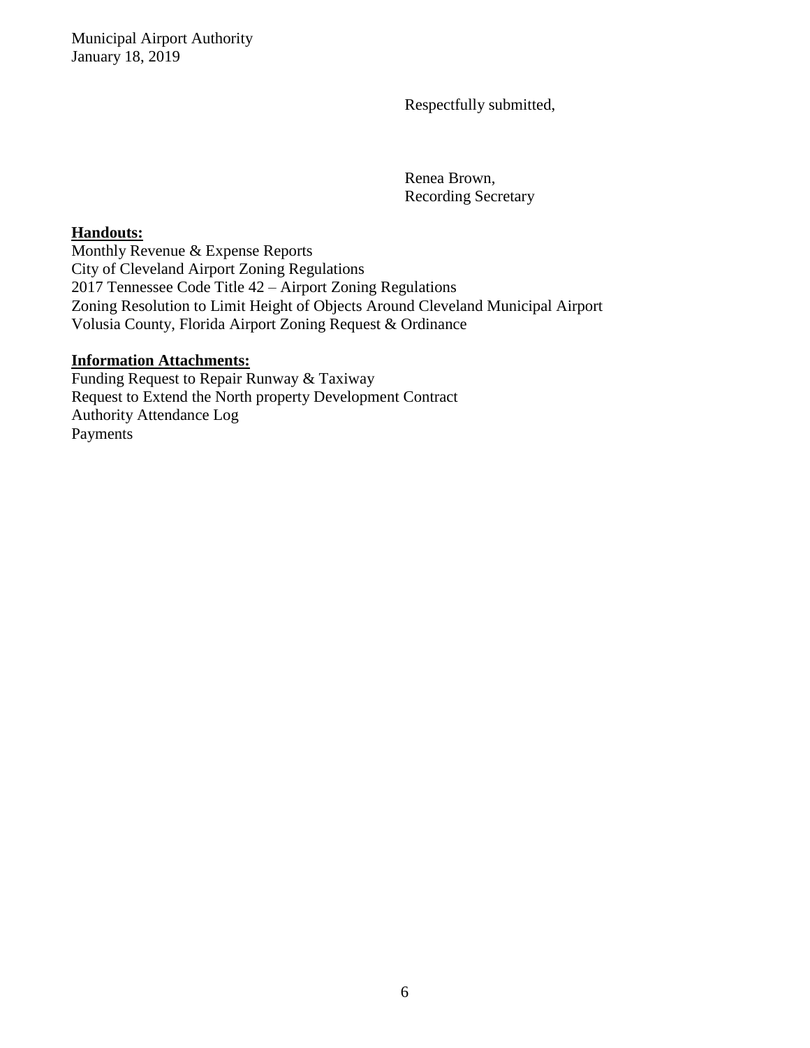Respectfully submitted,

Renea Brown,
Recording Secretary

**Handouts:**

Monthly Revenue & Expense Reports
City of Cleveland Airport Zoning Regulations
2017 Tennessee Code Title 42 – Airport Zoning Regulations
Zoning Resolution to Limit Height of Objects Around Cleveland Municipal Airport
Volusia County, Florida Airport Zoning Request & Ordinance

**Information Attachments:**

Funding Request to Repair Runway & Taxiway
Request to Extend the North property Development Contract
Authority Attendance Log
Payments